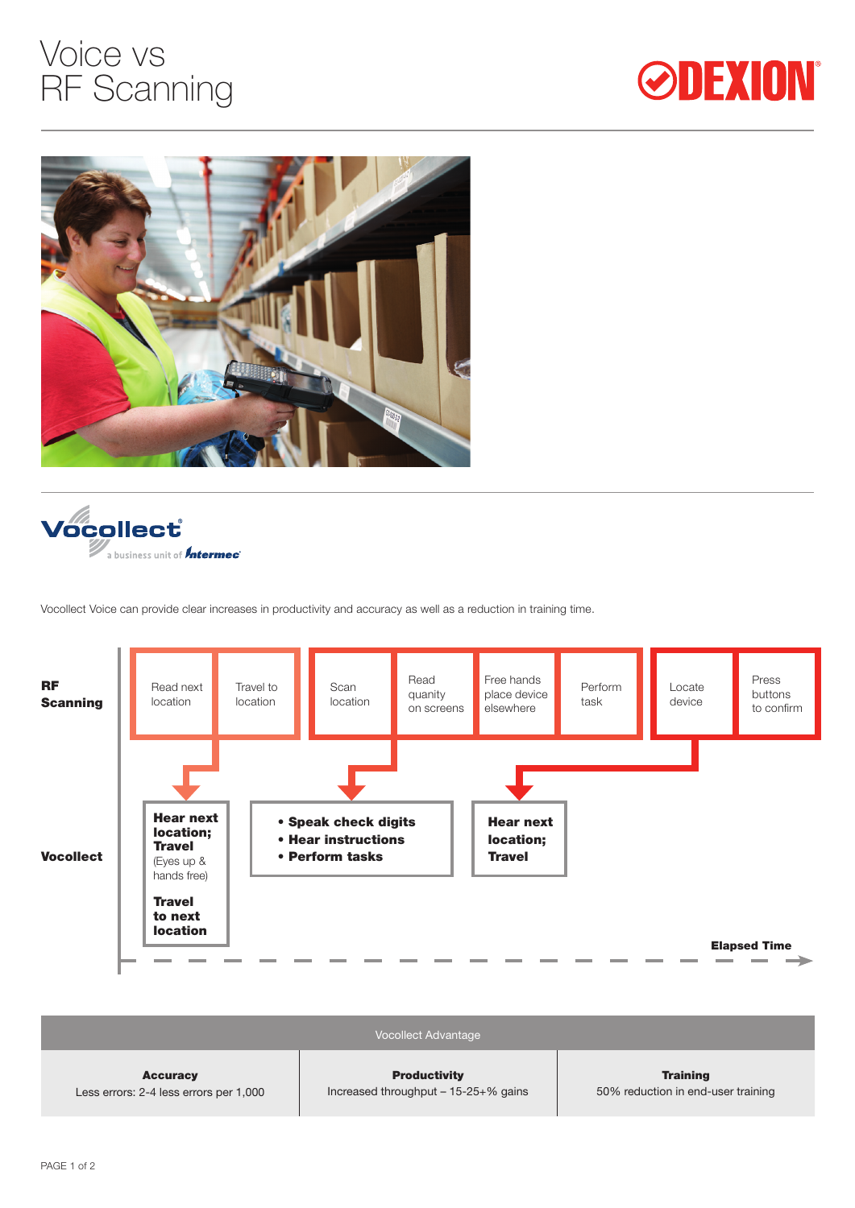# Voice vs RF Scanning

DEXION

Vocollect
a business unit of Intermec

Vocollect Voice can provide clear increases in productivity and accuracy as well as a reduction in training time.

**RF Scanning**

| Read next location | Travel to location | Scan location | Read quanity on screens | Free hands place device elsewhere | Perform task | Locate device | Press buttons to confirm |
|---|---|---|---|---|---|---|---|

**Vocollect**

- **Hear next location; Travel** (Eyes up & hands free) **Travel to next location**
- **• Speak check digits • Hear instructions • Perform tasks**
- **Hear next location; Travel**

**Elapsed Time**

| Vocollect Advantage | | |
|---|---|---|
| **Accuracy**<br>Less errors: 2-4 less errors per 1,000 | **Productivity**<br>Increased throughput – 15-25+% gains | **Training**<br>50% reduction in end-user training |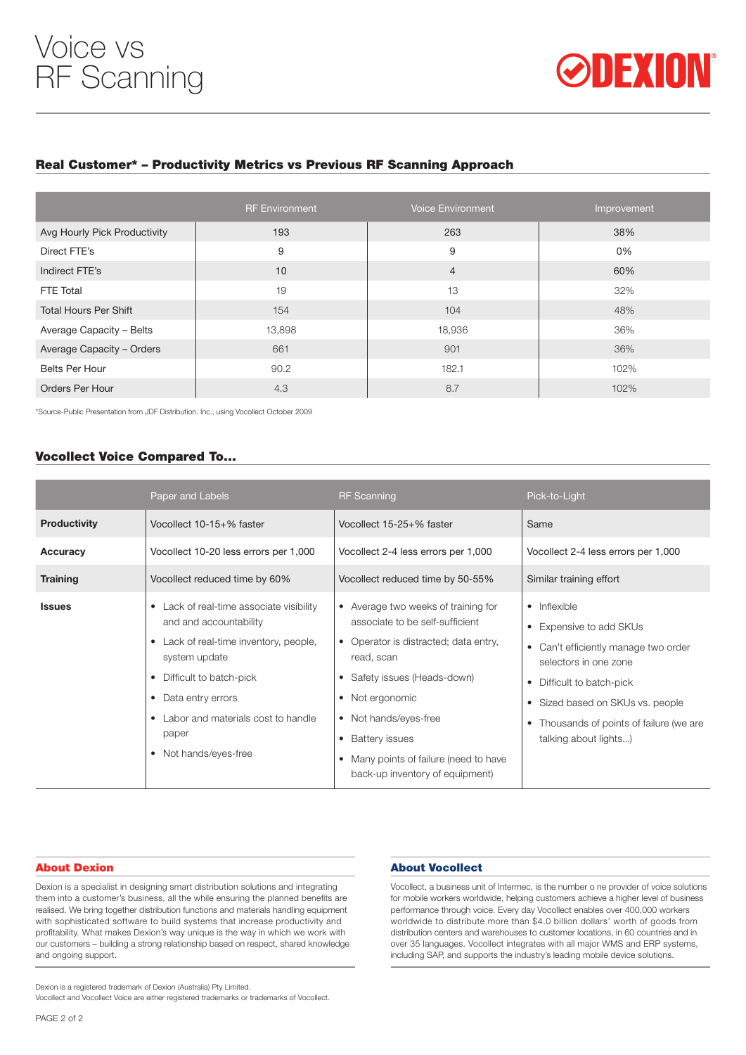# Voice vs RF Scanning

DEXION

## Real Customer* – Productivity Metrics vs Previous RF Scanning Approach

| | RF Environment | Voice Environment | Improvement |
|---|---|---|---|
| Avg Hourly Pick Productivity | 193 | 263 | 38% |
| Direct FTE's | 9 | 9 | 0% |
| Indirect FTE's | 10 | 4 | 60% |
| FTE Total | 19 | 13 | 32% |
| Total Hours Per Shift | 154 | 104 | 48% |
| Average Capacity – Belts | 13,898 | 18,936 | 36% |
| Average Capacity – Orders | 661 | 901 | 36% |
| Belts Per Hour | 90.2 | 182.1 | 102% |
| Orders Per Hour | 4.3 | 8.7 | 102% |

*Source-Public Presentation from JDF Distribution. Inc., using Vocollect October 2009

## Vocollect Voice Compared To...

| | Paper and Labels | RF Scanning | Pick-to-Light |
|---|---|---|---|
| **Productivity** | Vocollect 10-15+% faster | Vocollect 15-25+% faster | Same |
| **Accuracy** | Vocollect 10-20 less errors per 1,000 | Vocollect 2-4 less errors per 1,000 | Vocollect 2-4 less errors per 1,000 |
| **Training** | Vocollect reduced time by 60% | Vocollect reduced time by 50-55% | Similar training effort |
| **Issues** | • Lack of real-time associate visibility and and accountability<br>• Lack of real-time inventory, people, system update<br>• Difficult to batch-pick<br>• Data entry errors<br>• Labor and materials cost to handle paper<br>• Not hands/eyes-free | • Average two weeks of training for associate to be self-sufficient<br>• Operator is distracted; data entry, read, scan<br>• Safety issues (Heads-down)<br>• Not ergonomic<br>• Not hands/eyes-free<br>• Battery issues<br>• Many points of failure (need to have back-up inventory of equipment) | • Inflexible<br>• Expensive to add SKUs<br>• Can't efficiently manage two order selectors in one zone<br>• Difficult to batch-pick<br>• Sized based on SKUs vs. people<br>• Thousands of points of failure (we are talking about lights...) |

### About Dexion

Dexion is a specialist in designing smart distribution solutions and integrating them into a customer's business, all the while ensuring the planned benefits are realised. We bring together distribution functions and materials handling equipment with sophisticated software to build systems that increase productivity and profitability. What makes Dexion's way unique is the way in which we work with our customers – building a strong relationship based on respect, shared knowledge and ongoing support.

### About Vocollect

Vocollect, a business unit of Intermec, is the number o ne provider of voice solutions for mobile workers worldwide, helping customers achieve a higher level of business performance through voice. Every day Vocollect enables over 400,000 workers worldwide to distribute more than $4.0 billion dollars' worth of goods from distribution centers and warehouses to customer locations, in 60 countries and in over 35 languages. Vocollect integrates with all major WMS and ERP systems, including SAP, and supports the industry's leading mobile device solutions.

Dexion is a registered trademark of Dexion (Australia) Pty Limited.
Vocollect and Vocollect Voice are either registered trademarks or trademarks of Vocollect.